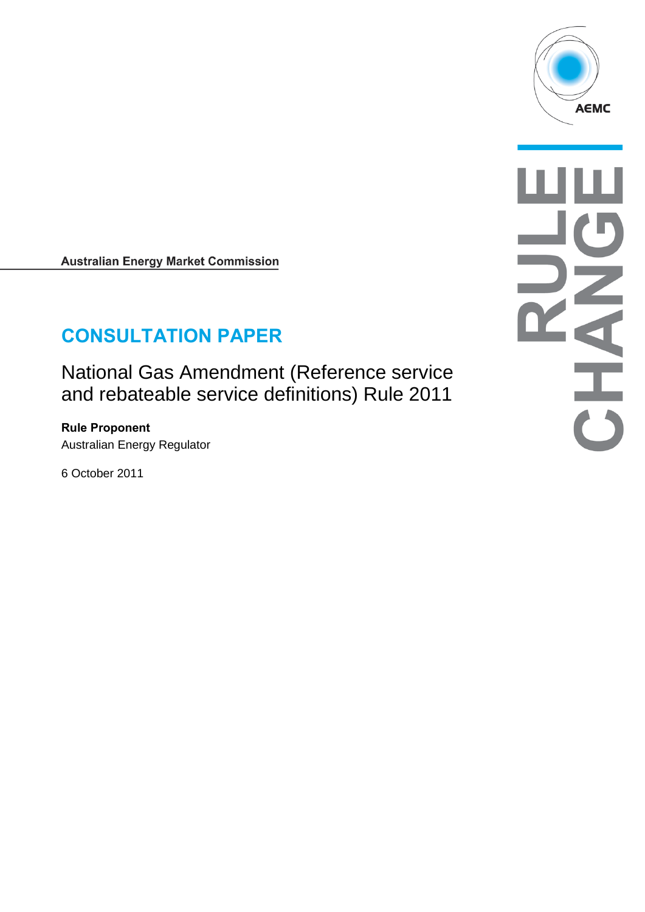Australian Energy Market Commission

# CONSULTATION PAPER

## National Gas Amendment (Reference service and rebateable service definitions) Rule 2011

**Rule Proponent**

Australian Energy Regulator

6 October 2011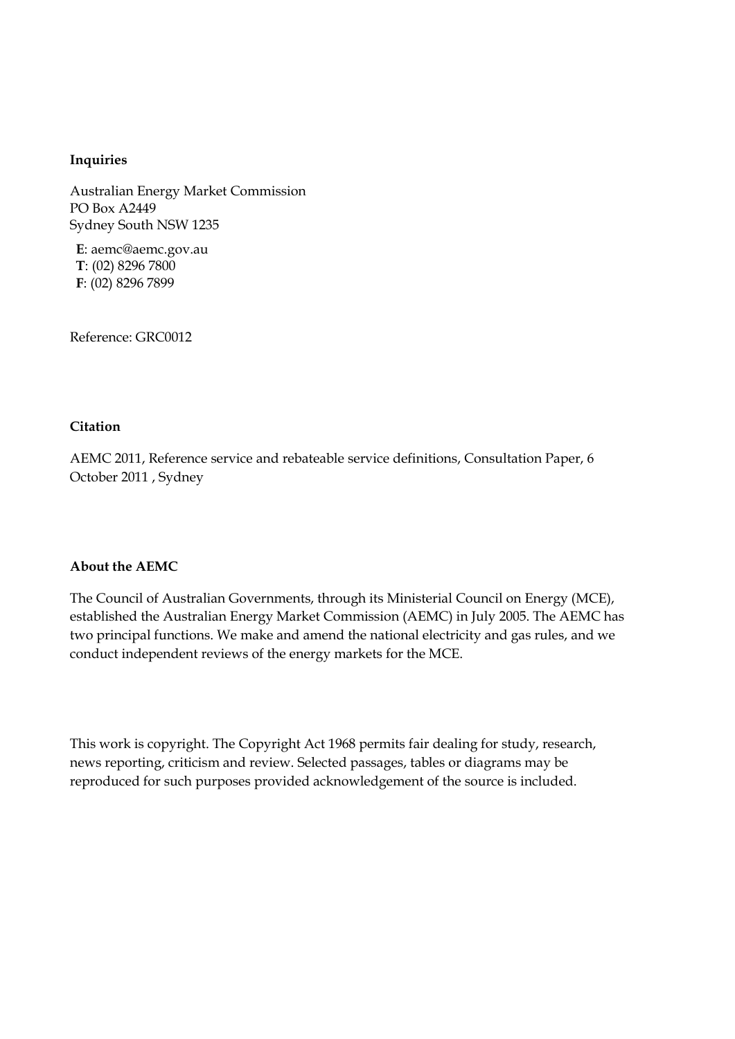**Inquiries**

Australian Energy Market Commission
PO Box A2449
Sydney South NSW 1235

**E**: aemc@aemc.gov.au
**T**: (02) 8296 7800
**F**: (02) 8296 7899

Reference: GRC0012

**Citation**

AEMC 2011, Reference service and rebateable service definitions, Consultation Paper, 6 October 2011 , Sydney

**About the AEMC**

The Council of Australian Governments, through its Ministerial Council on Energy (MCE), established the Australian Energy Market Commission (AEMC) in July 2005. The AEMC has two principal functions. We make and amend the national electricity and gas rules, and we conduct independent reviews of the energy markets for the MCE.

This work is copyright. The Copyright Act 1968 permits fair dealing for study, research, news reporting, criticism and review. Selected passages, tables or diagrams may be reproduced for such purposes provided acknowledgement of the source is included.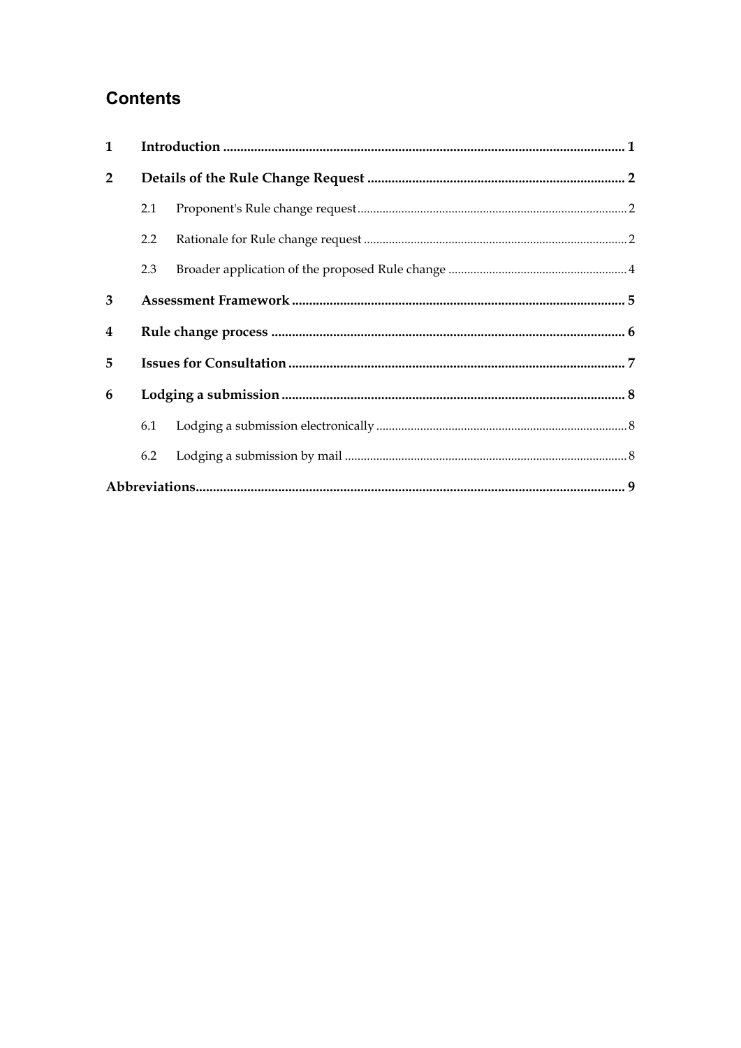# Contents

| | | |
|---|---|---|
| **1** | **Introduction** | **1** |
| **2** | **Details of the Rule Change Request** | **2** |
| 2.1 | Proponent's Rule change request | 2 |
| 2.2 | Rationale for Rule change request | 2 |
| 2.3 | Broader application of the proposed Rule change | 4 |
| **3** | **Assessment Framework** | **5** |
| **4** | **Rule change process** | **6** |
| **5** | **Issues for Consultation** | **7** |
| **6** | **Lodging a submission** | **8** |
| 6.1 | Lodging a submission electronically | 8 |
| 6.2 | Lodging a submission by mail | 8 |
| **Abbreviations** | | **9** |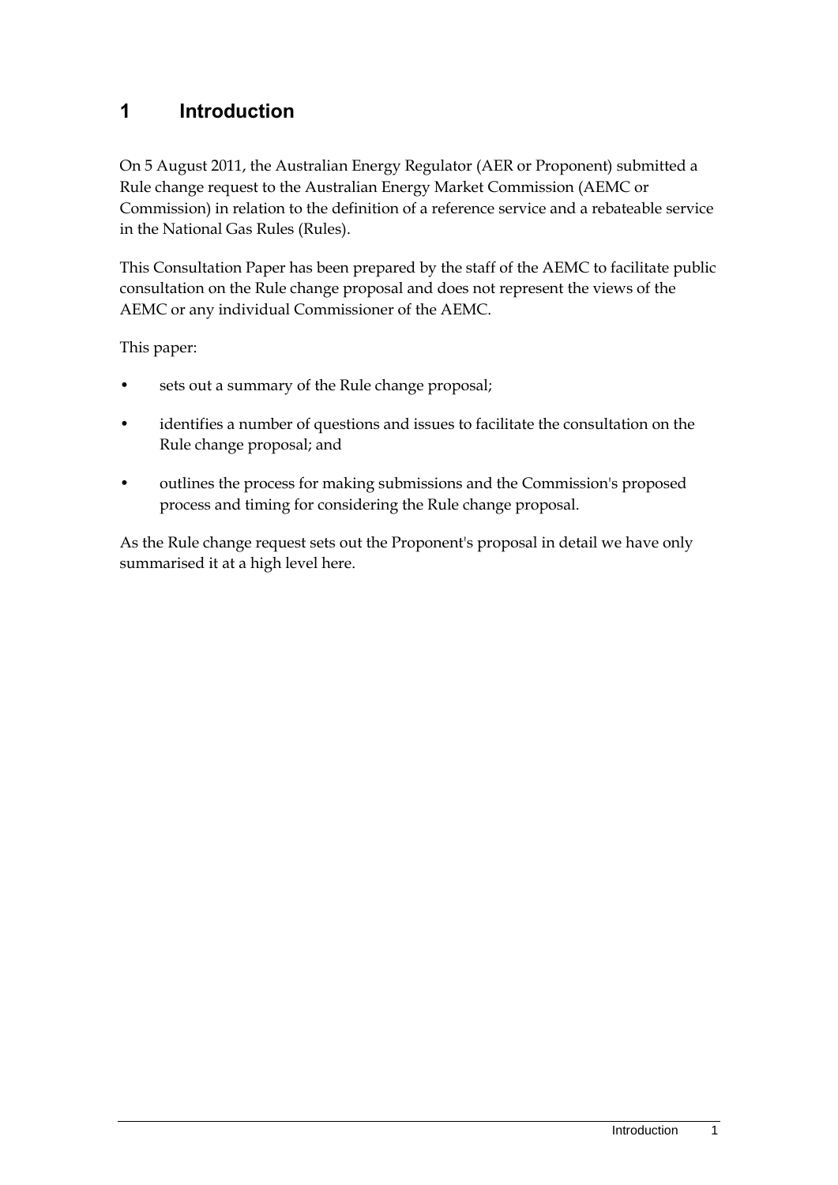# 1 Introduction

On 5 August 2011, the Australian Energy Regulator (AER or Proponent) submitted a Rule change request to the Australian Energy Market Commission (AEMC or Commission) in relation to the definition of a reference service and a rebateable service in the National Gas Rules (Rules).

This Consultation Paper has been prepared by the staff of the AEMC to facilitate public consultation on the Rule change proposal and does not represent the views of the AEMC or any individual Commissioner of the AEMC.

This paper:

- sets out a summary of the Rule change proposal;
- identifies a number of questions and issues to facilitate the consultation on the Rule change proposal; and
- outlines the process for making submissions and the Commission's proposed process and timing for considering the Rule change proposal.

As the Rule change request sets out the Proponent's proposal in detail we have only summarised it at a high level here.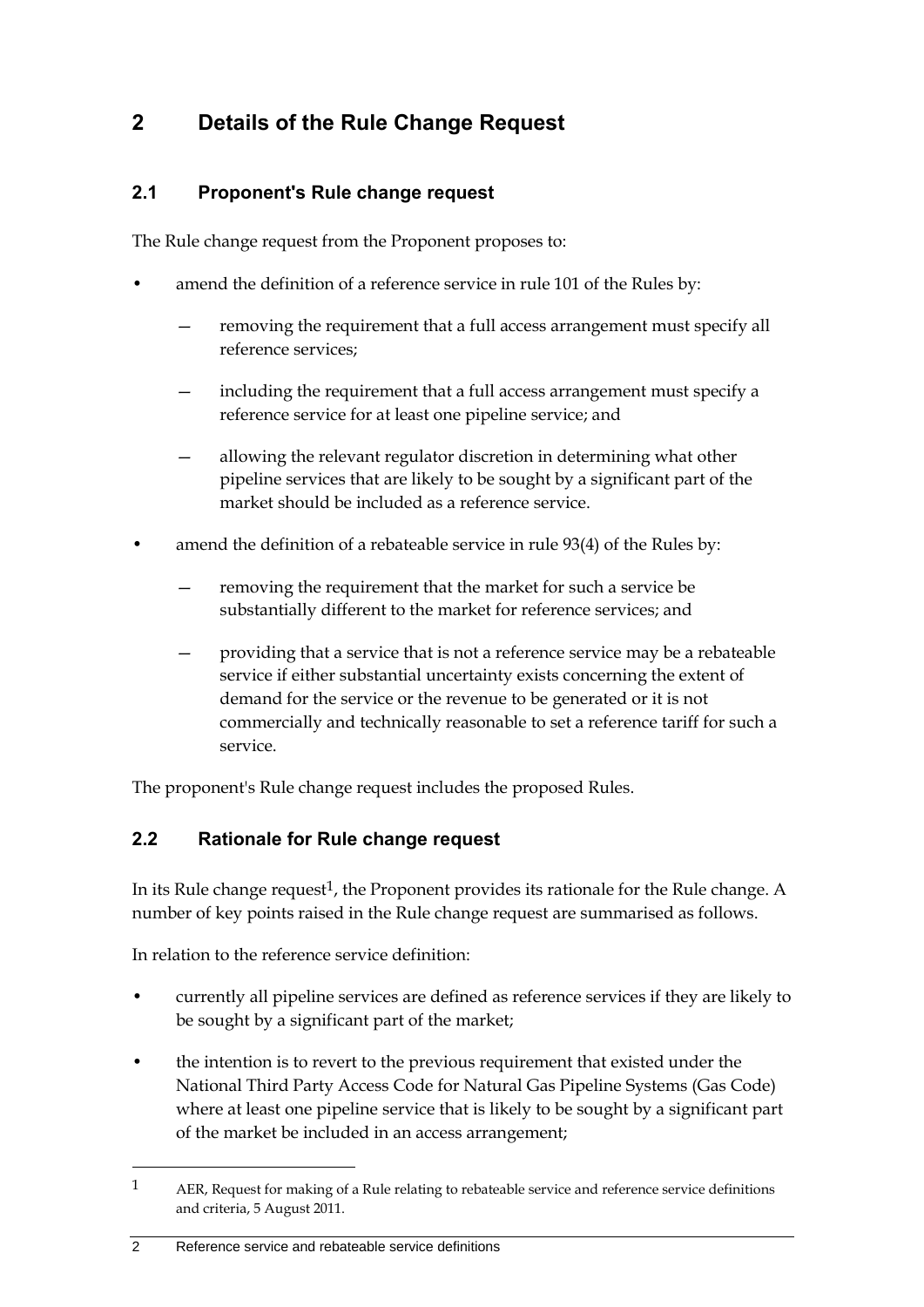# 2 Details of the Rule Change Request

## 2.1 Proponent's Rule change request

The Rule change request from the Proponent proposes to:

- amend the definition of a reference service in rule 101 of the Rules by:
  - removing the requirement that a full access arrangement must specify all reference services;
  - including the requirement that a full access arrangement must specify a reference service for at least one pipeline service; and
  - allowing the relevant regulator discretion in determining what other pipeline services that are likely to be sought by a significant part of the market should be included as a reference service.
- amend the definition of a rebateable service in rule 93(4) of the Rules by:
  - removing the requirement that the market for such a service be substantially different to the market for reference services; and
  - providing that a service that is not a reference service may be a rebateable service if either substantial uncertainty exists concerning the extent of demand for the service or the revenue to be generated or it is not commercially and technically reasonable to set a reference tariff for such a service.

The proponent's Rule change request includes the proposed Rules.

## 2.2 Rationale for Rule change request

In its Rule change request[1], the Proponent provides its rationale for the Rule change. A number of key points raised in the Rule change request are summarised as follows.

In relation to the reference service definition:

- currently all pipeline services are defined as reference services if they are likely to be sought by a significant part of the market;
- the intention is to revert to the previous requirement that existed under the National Third Party Access Code for Natural Gas Pipeline Systems (Gas Code) where at least one pipeline service that is likely to be sought by a significant part of the market be included in an access arrangement;

---

[1] AER, Request for making of a Rule relating to rebateable service and reference service definitions and criteria, 5 August 2011.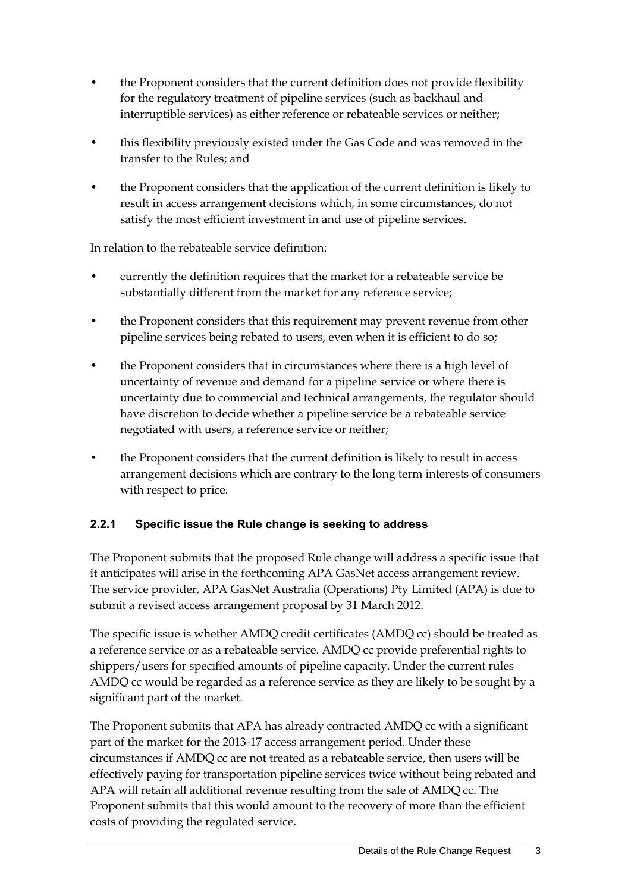- the Proponent considers that the current definition does not provide flexibility for the regulatory treatment of pipeline services (such as backhaul and interruptible services) as either reference or rebateable services or neither;
- this flexibility previously existed under the Gas Code and was removed in the transfer to the Rules; and
- the Proponent considers that the application of the current definition is likely to result in access arrangement decisions which, in some circumstances, do not satisfy the most efficient investment in and use of pipeline services.

In relation to the rebateable service definition:

- currently the definition requires that the market for a rebateable service be substantially different from the market for any reference service;
- the Proponent considers that this requirement may prevent revenue from other pipeline services being rebated to users, even when it is efficient to do so;
- the Proponent considers that in circumstances where there is a high level of uncertainty of revenue and demand for a pipeline service or where there is uncertainty due to commercial and technical arrangements, the regulator should have discretion to decide whether a pipeline service be a rebateable service negotiated with users, a reference service or neither;
- the Proponent considers that the current definition is likely to result in access arrangement decisions which are contrary to the long term interests of consumers with respect to price.

### 2.2.1 Specific issue the Rule change is seeking to address

The Proponent submits that the proposed Rule change will address a specific issue that it anticipates will arise in the forthcoming APA GasNet access arrangement review. The service provider, APA GasNet Australia (Operations) Pty Limited (APA) is due to submit a revised access arrangement proposal by 31 March 2012.

The specific issue is whether AMDQ credit certificates (AMDQ cc) should be treated as a reference service or as a rebateable service. AMDQ cc provide preferential rights to shippers/users for specified amounts of pipeline capacity. Under the current rules AMDQ cc would be regarded as a reference service as they are likely to be sought by a significant part of the market.

The Proponent submits that APA has already contracted AMDQ cc with a significant part of the market for the 2013-17 access arrangement period. Under these circumstances if AMDQ cc are not treated as a rebateable service, then users will be effectively paying for transportation pipeline services twice without being rebated and APA will retain all additional revenue resulting from the sale of AMDQ cc. The Proponent submits that this would amount to the recovery of more than the efficient costs of providing the regulated service.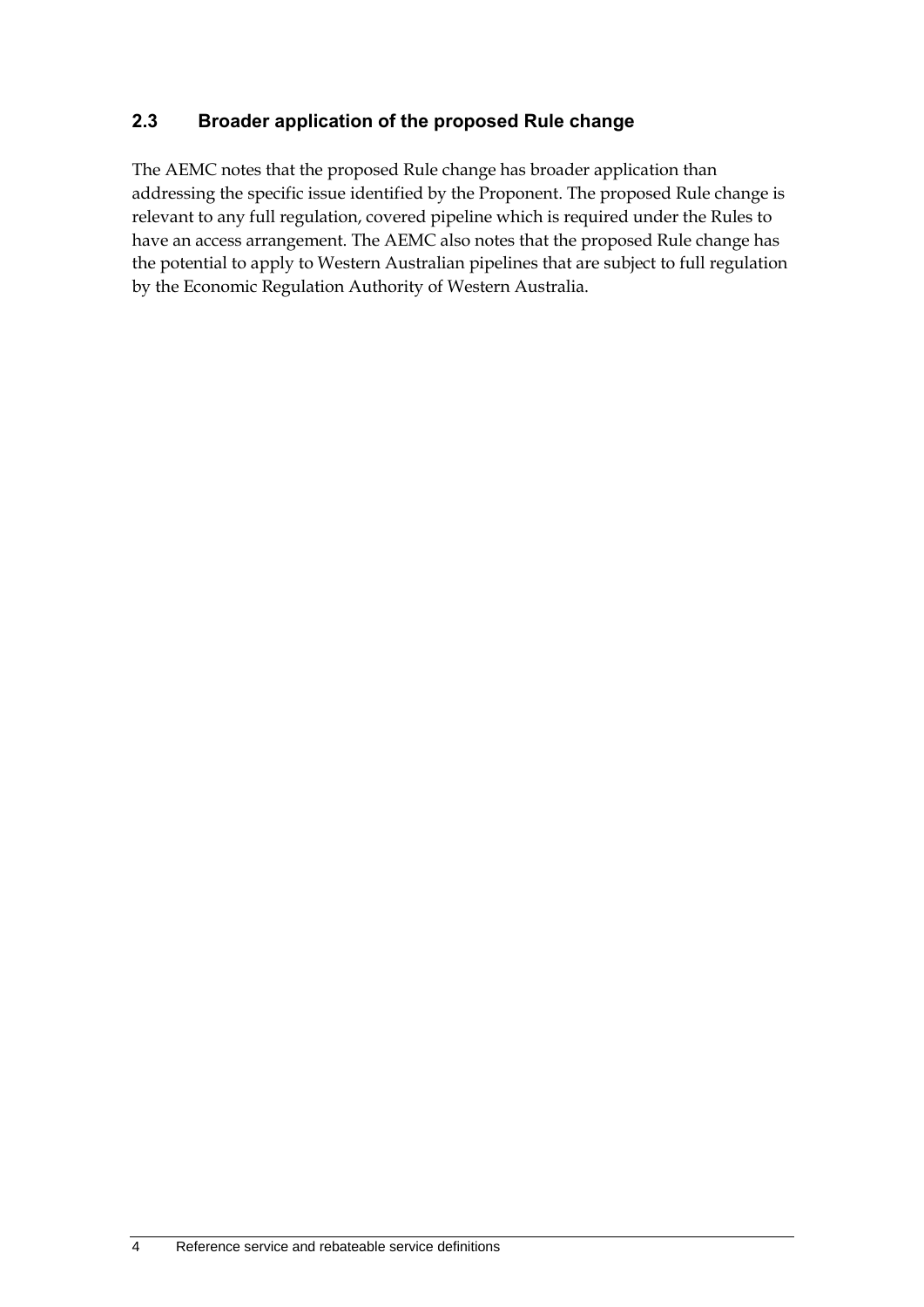## 2.3 Broader application of the proposed Rule change

The AEMC notes that the proposed Rule change has broader application than addressing the specific issue identified by the Proponent. The proposed Rule change is relevant to any full regulation, covered pipeline which is required under the Rules to have an access arrangement. The AEMC also notes that the proposed Rule change has the potential to apply to Western Australian pipelines that are subject to full regulation by the Economic Regulation Authority of Western Australia.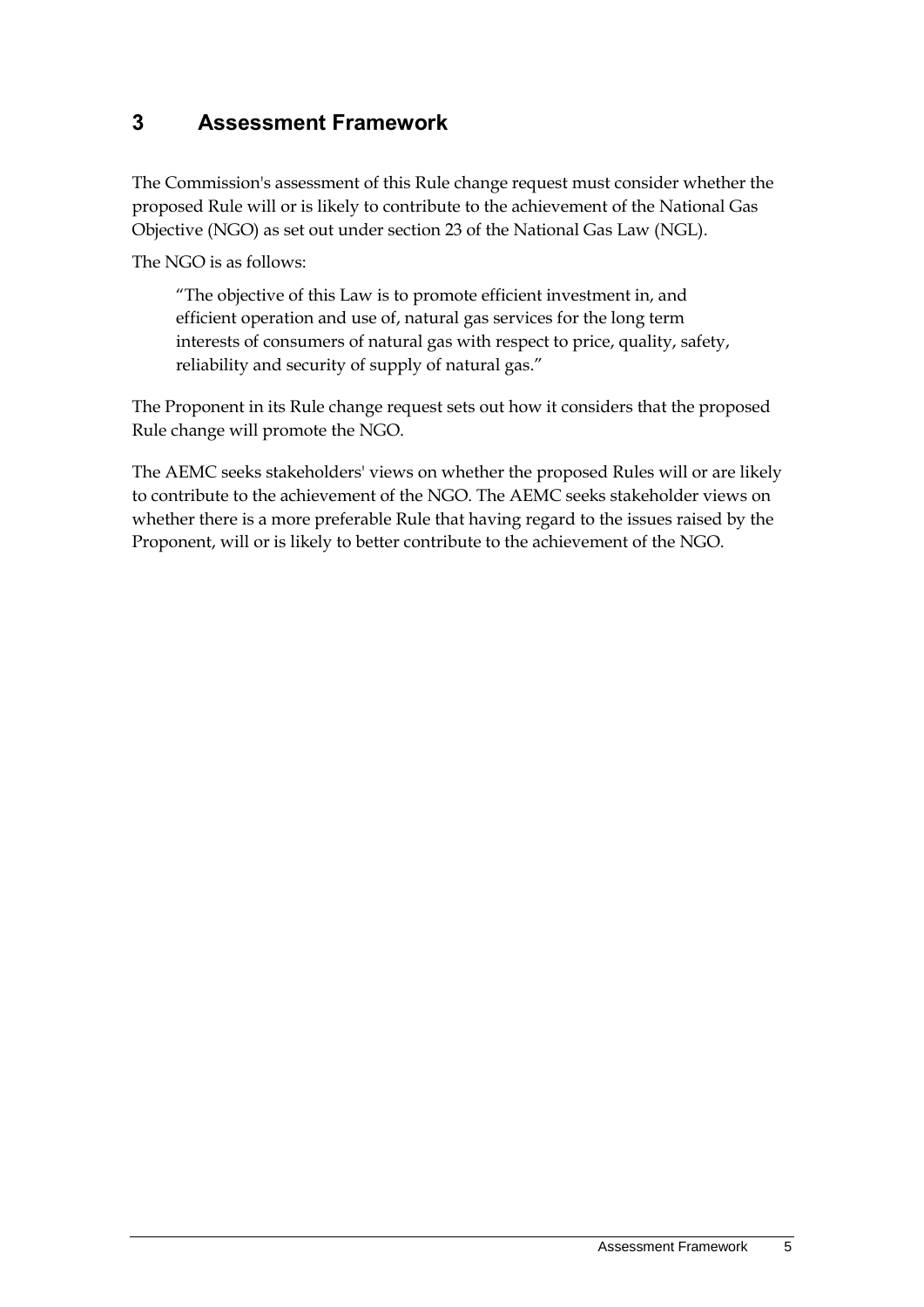# 3 Assessment Framework

The Commission's assessment of this Rule change request must consider whether the proposed Rule will or is likely to contribute to the achievement of the National Gas Objective (NGO) as set out under section 23 of the National Gas Law (NGL).

The NGO is as follows:

> "The objective of this Law is to promote efficient investment in, and efficient operation and use of, natural gas services for the long term interests of consumers of natural gas with respect to price, quality, safety, reliability and security of supply of natural gas."

The Proponent in its Rule change request sets out how it considers that the proposed Rule change will promote the NGO.

The AEMC seeks stakeholders' views on whether the proposed Rules will or are likely to contribute to the achievement of the NGO. The AEMC seeks stakeholder views on whether there is a more preferable Rule that having regard to the issues raised by the Proponent, will or is likely to better contribute to the achievement of the NGO.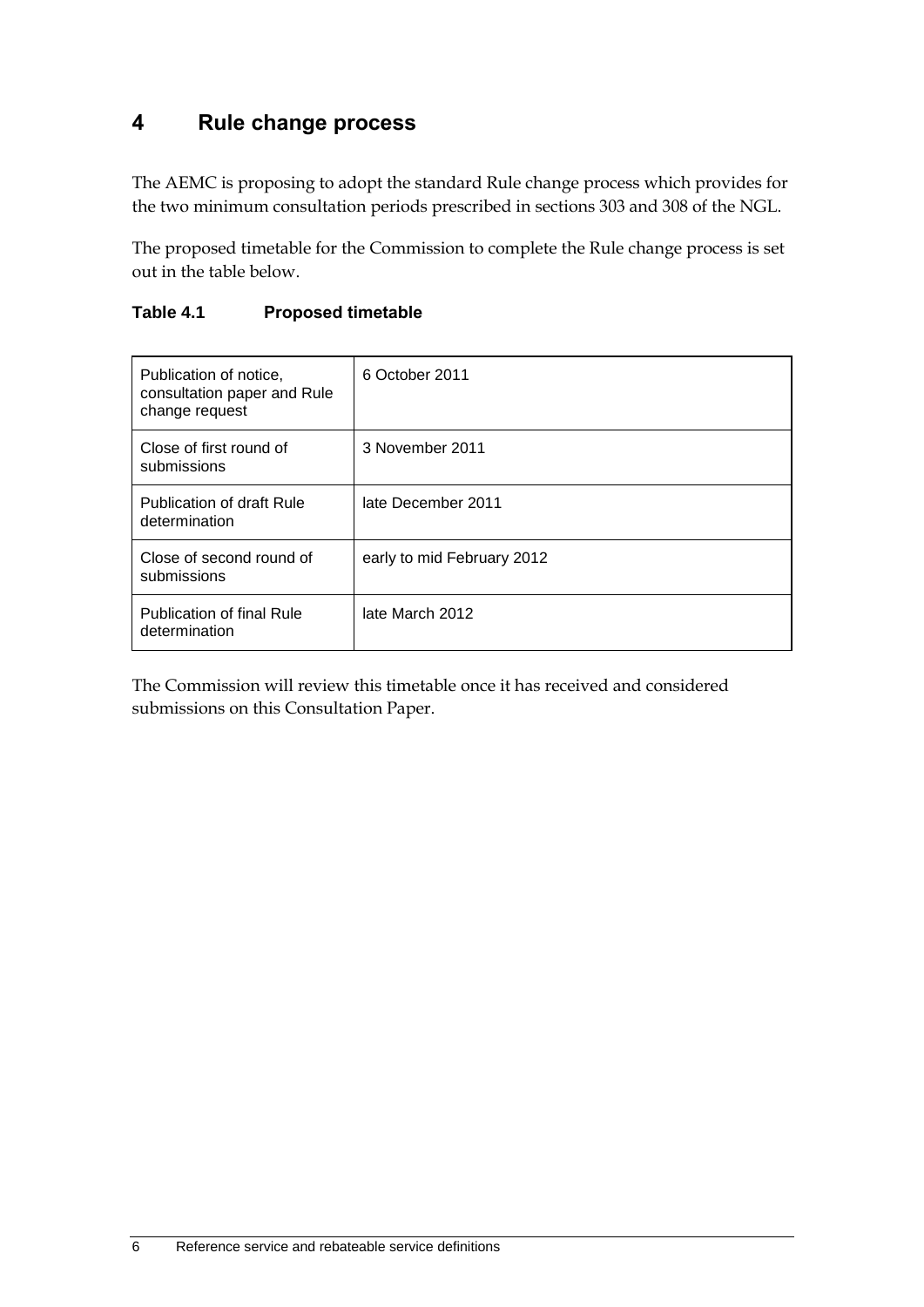# 4 Rule change process

The AEMC is proposing to adopt the standard Rule change process which provides for the two minimum consultation periods prescribed in sections 303 and 308 of the NGL.

The proposed timetable for the Commission to complete the Rule change process is set out in the table below.

**Table 4.1 Proposed timetable**

| | |
|---|---|
| Publication of notice, consultation paper and Rule change request | 6 October 2011 |
| Close of first round of submissions | 3 November 2011 |
| Publication of draft Rule determination | late December 2011 |
| Close of second round of submissions | early to mid February 2012 |
| Publication of final Rule determination | late March 2012 |

The Commission will review this timetable once it has received and considered submissions on this Consultation Paper.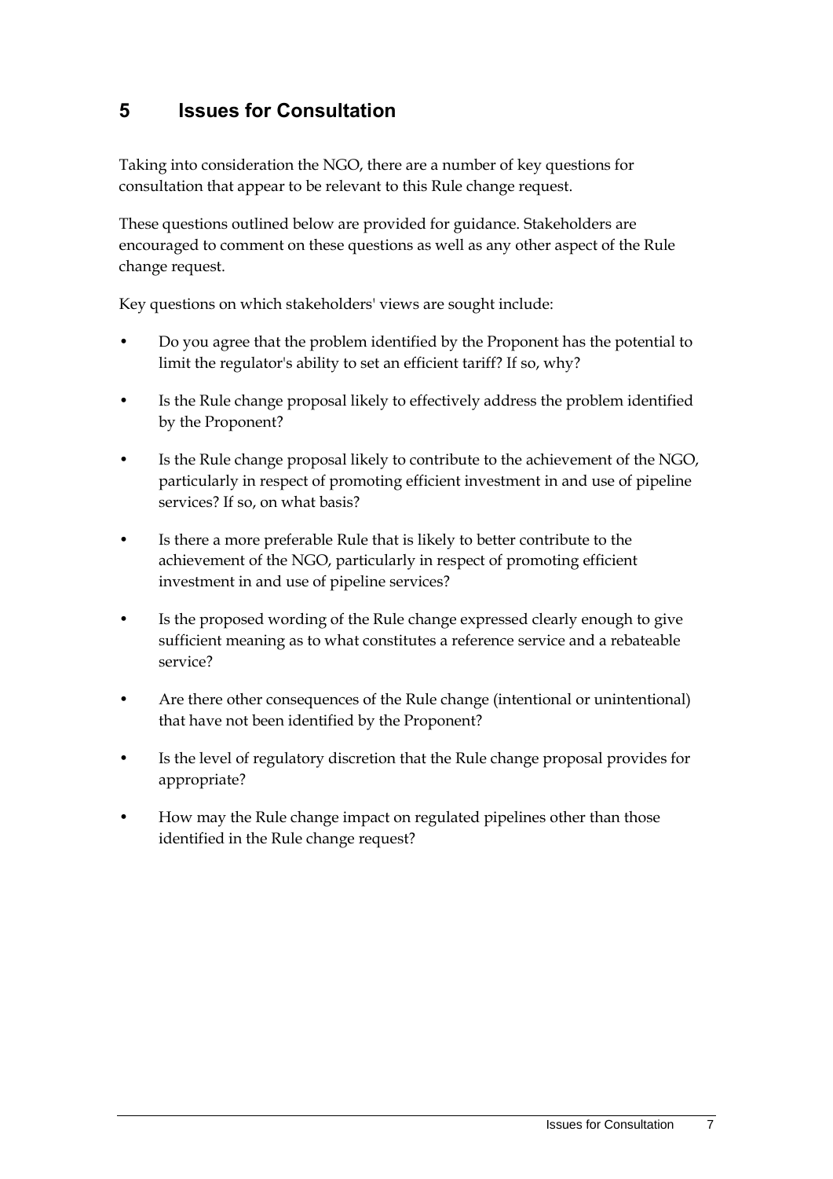# 5 Issues for Consultation

Taking into consideration the NGO, there are a number of key questions for consultation that appear to be relevant to this Rule change request.

These questions outlined below are provided for guidance. Stakeholders are encouraged to comment on these questions as well as any other aspect of the Rule change request.

Key questions on which stakeholders' views are sought include:

- Do you agree that the problem identified by the Proponent has the potential to limit the regulator's ability to set an efficient tariff? If so, why?
- Is the Rule change proposal likely to effectively address the problem identified by the Proponent?
- Is the Rule change proposal likely to contribute to the achievement of the NGO, particularly in respect of promoting efficient investment in and use of pipeline services? If so, on what basis?
- Is there a more preferable Rule that is likely to better contribute to the achievement of the NGO, particularly in respect of promoting efficient investment in and use of pipeline services?
- Is the proposed wording of the Rule change expressed clearly enough to give sufficient meaning as to what constitutes a reference service and a rebateable service?
- Are there other consequences of the Rule change (intentional or unintentional) that have not been identified by the Proponent?
- Is the level of regulatory discretion that the Rule change proposal provides for appropriate?
- How may the Rule change impact on regulated pipelines other than those identified in the Rule change request?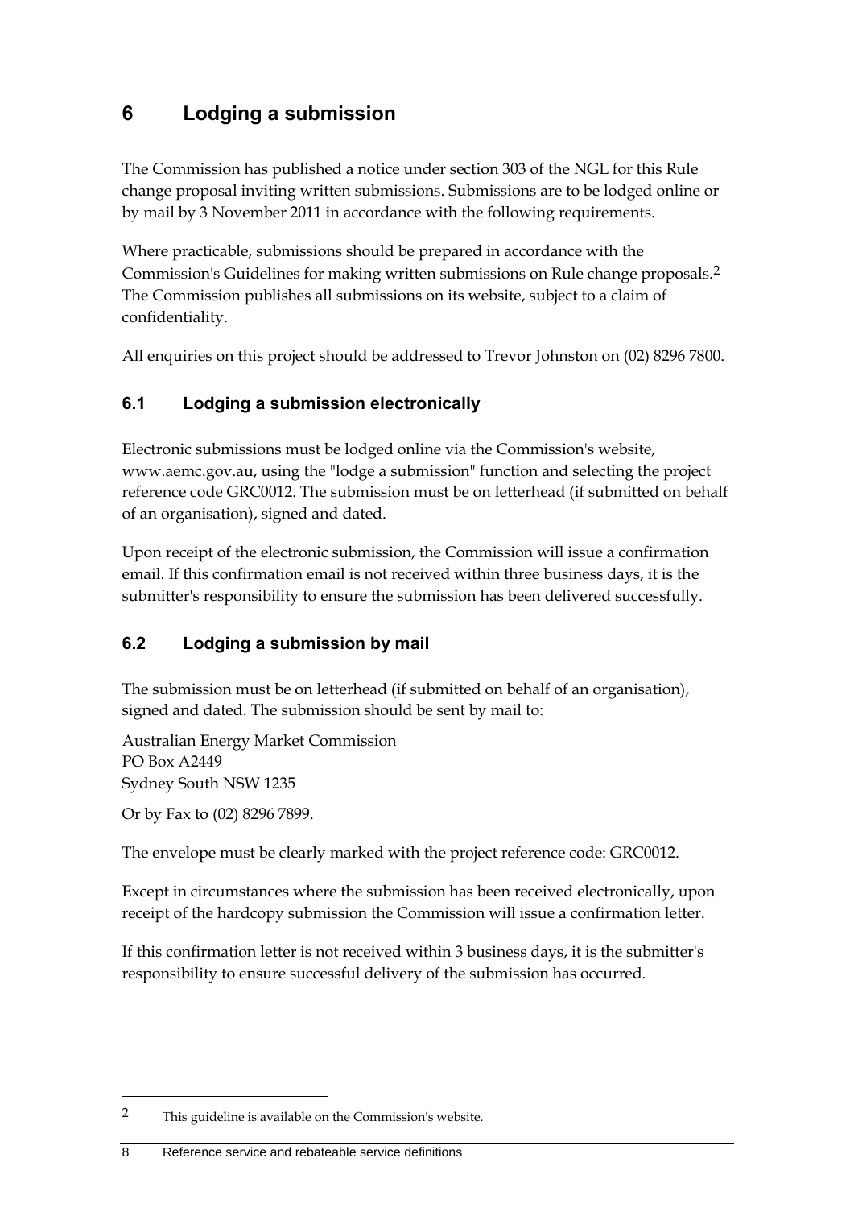# 6 Lodging a submission

The Commission has published a notice under section 303 of the NGL for this Rule change proposal inviting written submissions. Submissions are to be lodged online or by mail by 3 November 2011 in accordance with the following requirements.

Where practicable, submissions should be prepared in accordance with the Commission's Guidelines for making written submissions on Rule change proposals.[2] The Commission publishes all submissions on its website, subject to a claim of confidentiality.

All enquiries on this project should be addressed to Trevor Johnston on (02) 8296 7800.

## 6.1 Lodging a submission electronically

Electronic submissions must be lodged online via the Commission's website, www.aemc.gov.au, using the "lodge a submission" function and selecting the project reference code GRC0012. The submission must be on letterhead (if submitted on behalf of an organisation), signed and dated.

Upon receipt of the electronic submission, the Commission will issue a confirmation email. If this confirmation email is not received within three business days, it is the submitter's responsibility to ensure the submission has been delivered successfully.

## 6.2 Lodging a submission by mail

The submission must be on letterhead (if submitted on behalf of an organisation), signed and dated. The submission should be sent by mail to:

Australian Energy Market Commission
PO Box A2449
Sydney South NSW 1235

Or by Fax to (02) 8296 7899.

The envelope must be clearly marked with the project reference code: GRC0012.

Except in circumstances where the submission has been received electronically, upon receipt of the hardcopy submission the Commission will issue a confirmation letter.

If this confirmation letter is not received within 3 business days, it is the submitter's responsibility to ensure successful delivery of the submission has occurred.

---

[2] This guideline is available on the Commission's website.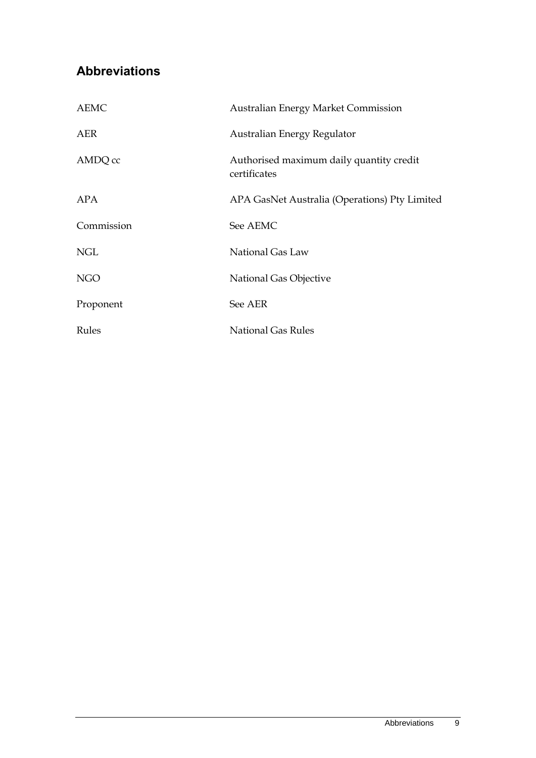## Abbreviations

| | |
|---|---|
| AEMC | Australian Energy Market Commission |
| AER | Australian Energy Regulator |
| AMDQ cc | Authorised maximum daily quantity credit certificates |
| APA | APA GasNet Australia (Operations) Pty Limited |
| Commission | See AEMC |
| NGL | National Gas Law |
| NGO | National Gas Objective |
| Proponent | See AER |
| Rules | National Gas Rules |